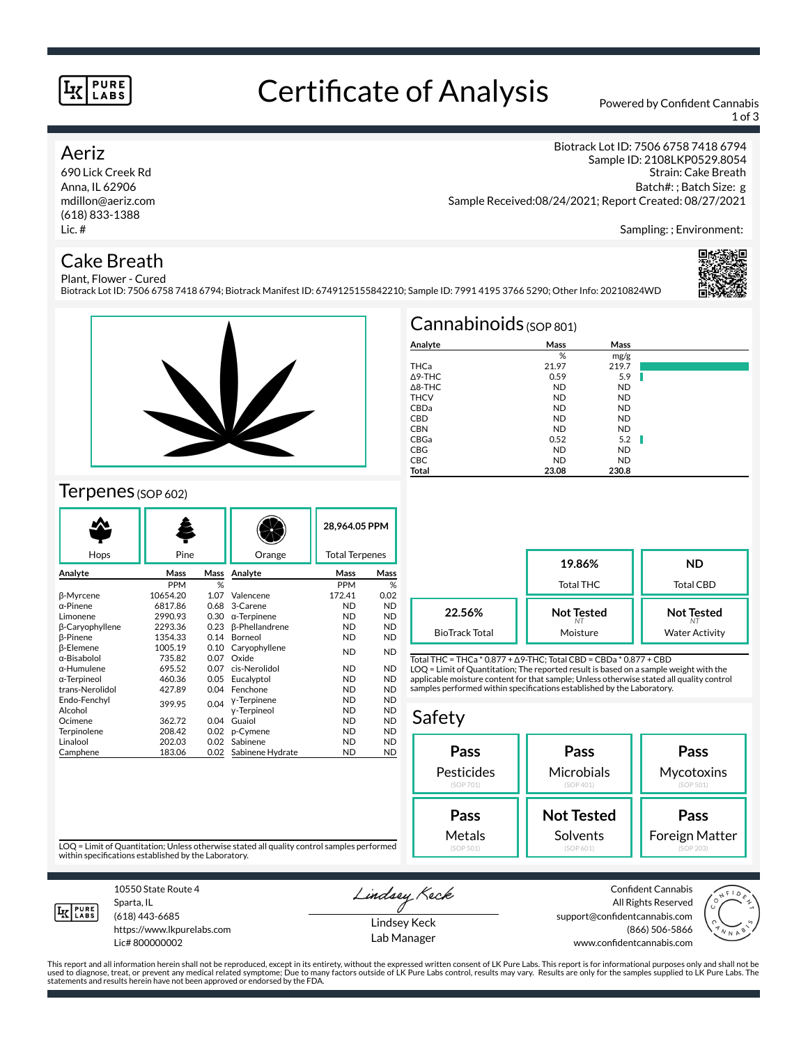# Certificate of Analysis

Powered by Confident Cannabis

## Aeriz

690 Lick Creek Rd
Anna, IL 62906
mdillon@aeriz.com
(618) 833-1388
Lic. #

Biotrack Lot ID: 7506 6758 7418 6794
Sample ID: 2108LKP0529.8054
Strain: Cake Breath
Batch#: ; Batch Size: g
Sample Received:08/24/2021; Report Created: 08/27/2021

Sampling: ; Environment:

## Cake Breath

Plant, Flower - Cured
Biotrack Lot ID: 7506 6758 7418 6794; Biotrack Manifest ID: 6749125155842210; Sample ID: 7991 4195 3766 5290; Other Info: 20210824WD

## Cannabinoids (SOP 801)

| Analyte | Mass % | Mass mg/g |
|---|---|---|
| THCa | 21.97 | 219.7 |
| Δ9-THC | 0.59 | 5.9 |
| Δ8-THC | ND | ND |
| THCV | ND | ND |
| CBDa | ND | ND |
| CBD | ND | ND |
| CBN | ND | ND |
| CBGa | 0.52 | 5.2 |
| CBG | ND | ND |
| CBC | ND | ND |
| **Total** | **23.08** | **230.8** |

| | | |
|---|---|---|
| | **19.86%** Total THC | **ND** Total CBD |
| **22.56%** BioTrack Total | **Not Tested** Moisture | **Not Tested** Water Activity |

Total THC = THCa * 0.877 + Δ9-THC; Total CBD = CBDa * 0.877 + CBD
LOQ = Limit of Quantitation; The reported result is based on a sample weight with the applicable moisture content for that sample; Unless otherwise stated all quality control samples performed within specifications established by the Laboratory.

## Terpenes (SOP 602)

Hops | Pine | Orange | **28,964.05 PPM** Total Terpenes

| Analyte | Mass PPM | Mass % | Analyte | Mass PPM | Mass % |
|---|---|---|---|---|---|
| β-Myrcene | 10654.20 | 1.07 | Valencene | 172.41 | 0.02 |
| α-Pinene | 6817.86 | 0.68 | 3-Carene | ND | ND |
| Limonene | 2990.93 | 0.30 | α-Terpinene | ND | ND |
| β-Caryophyllene | 2293.36 | 0.23 | β-Phellandrene | ND | ND |
| β-Pinene | 1354.33 | 0.14 | Borneol | ND | ND |
| β-Elemene | 1005.19 | 0.10 | Caryophyllene Oxide | ND | ND |
| α-Bisabolol | 735.82 | 0.07 | | | |
| α-Humulene | 695.52 | 0.07 | cis-Nerolidol | ND | ND |
| α-Terpineol | 460.36 | 0.05 | Eucalyptol | ND | ND |
| trans-Nerolidol | 427.89 | 0.04 | Fenchone | ND | ND |
| Endo-Fenchyl Alcohol | 399.95 | 0.04 | γ-Terpinene | ND | ND |
| | | | γ-Terpineol | ND | ND |
| Ocimene | 362.72 | 0.04 | Guaiol | ND | ND |
| Terpinolene | 208.42 | 0.02 | p-Cymene | ND | ND |
| Linalool | 202.03 | 0.02 | Sabinene | ND | ND |
| Camphene | 183.06 | 0.02 | Sabinene Hydrate | ND | ND |

LOQ = Limit of Quantitation; Unless otherwise stated all quality control samples performed within specifications established by the Laboratory.

## Safety

| | | |
|---|---|---|
| **Pass** Pesticides (SOP 701) | **Pass** Microbials (SOP 401) | **Pass** Mycotoxins (SOP 501) |
| **Pass** Metals (SOP 501) | **Not Tested** Solvents (SOP 601) | **Pass** Foreign Matter (SOP 203) |

10550 State Route 4
Sparta, IL
(618) 443-6685
https://www.lkpurelabs.com
Lic# 800000002

Lindsey Keck
Lab Manager

Confident Cannabis
All Rights Reserved
support@confidentcannabis.com
(866) 506-5866
www.confidentcannabis.com

This report and all information herein shall not be reproduced, except in its entirety, without the expressed written consent of LK Pure Labs. This report is for informational purposes only and shall not be used to diagnose, treat, or prevent any medical related symptome; Due to many factors outside of LK Pure Labs control, results may vary. Results are only for the samples supplied to LK Pure Labs. The statements and results herein have not been approved or endorsed by the FDA.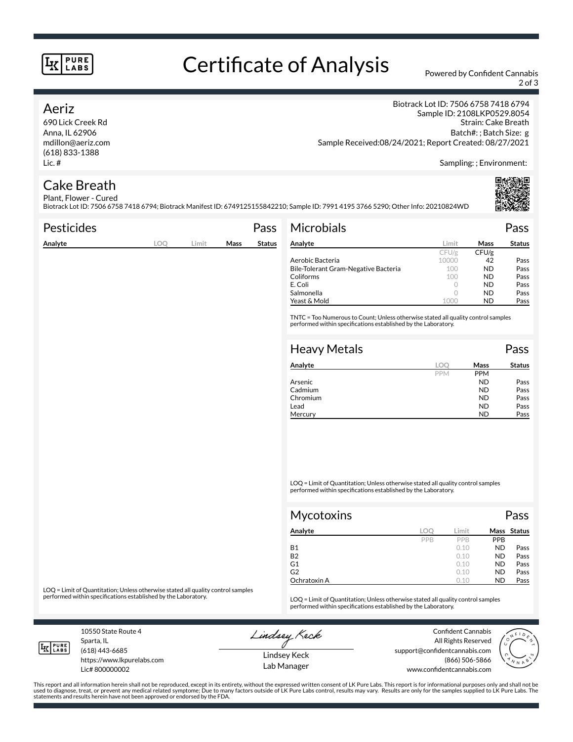# Certificate of Analysis

Powered by Confident Cannabis

## Aeriz

690 Lick Creek Rd
Anna, IL 62906
mdillon@aeriz.com
(618) 833-1388
Lic. #

Biotrack Lot ID: 7506 6758 7418 6794
Sample ID: 2108LKP0529.8054
Strain: Cake Breath
Batch#: ; Batch Size: g
Sample Received:08/24/2021; Report Created: 08/27/2021

Sampling: ; Environment:

## Cake Breath

Plant, Flower - Cured
Biotrack Lot ID: 7506 6758 7418 6794; Biotrack Manifest ID: 6749125155842210; Sample ID: 7991 4195 3766 5290; Other Info: 20210824WD

### Pesticides — Pass

| Analyte | LOQ | Limit | Mass | Status |
|---|---|---|---|---|

LOQ = Limit of Quantitation; Unless otherwise stated all quality control samples performed within specifications established by the Laboratory.

### Microbials — Pass

| Analyte | Limit | Mass | Status |
|---|---|---|---|
| | CFU/g | CFU/g | |
| Aerobic Bacteria | 10000 | 42 | Pass |
| Bile-Tolerant Gram-Negative Bacteria | 100 | ND | Pass |
| Coliforms | 100 | ND | Pass |
| E. Coli | 0 | ND | Pass |
| Salmonella | 0 | ND | Pass |
| Yeast & Mold | 1000 | ND | Pass |

TNTC = Too Numerous to Count; Unless otherwise stated all quality control samples performed within specifications established by the Laboratory.

### Heavy Metals — Pass

| Analyte | LOQ | Mass | Status |
|---|---|---|---|
| | PPM | PPM | |
| Arsenic | | ND | Pass |
| Cadmium | | ND | Pass |
| Chromium | | ND | Pass |
| Lead | | ND | Pass |
| Mercury | | ND | Pass |

LOQ = Limit of Quantitation; Unless otherwise stated all quality control samples performed within specifications established by the Laboratory.

### Mycotoxins — Pass

| Analyte | LOQ | Limit | Mass | Status |
|---|---|---|---|---|
| | PPB | PPB | PPB | |
| B1 | | 0.10 | ND | Pass |
| B2 | | 0.10 | ND | Pass |
| G1 | | 0.10 | ND | Pass |
| G2 | | 0.10 | ND | Pass |
| Ochratoxin A | | 0.10 | ND | Pass |

LOQ = Limit of Quantitation; Unless otherwise stated all quality control samples performed within specifications established by the Laboratory.

10550 State Route 4
Sparta, IL
(618) 443-6685
https://www.lkpurelabs.com
Lic# 800000002

Lindsey Keck
Lab Manager

Confident Cannabis
All Rights Reserved
support@confidentcannabis.com
(866) 506-5866
www.confidentcannabis.com

This report and all information herein shall not be reproduced, except in its entirety, without the expressed written consent of LK Pure Labs. This report is for informational purposes only and shall not be used to diagnose, treat, or prevent any medical related symptome; Due to many factors outside of LK Pure Labs control, results may vary. Results are only for the samples supplied to LK Pure Labs. The statements and results herein have not been approved or endorsed by the FDA.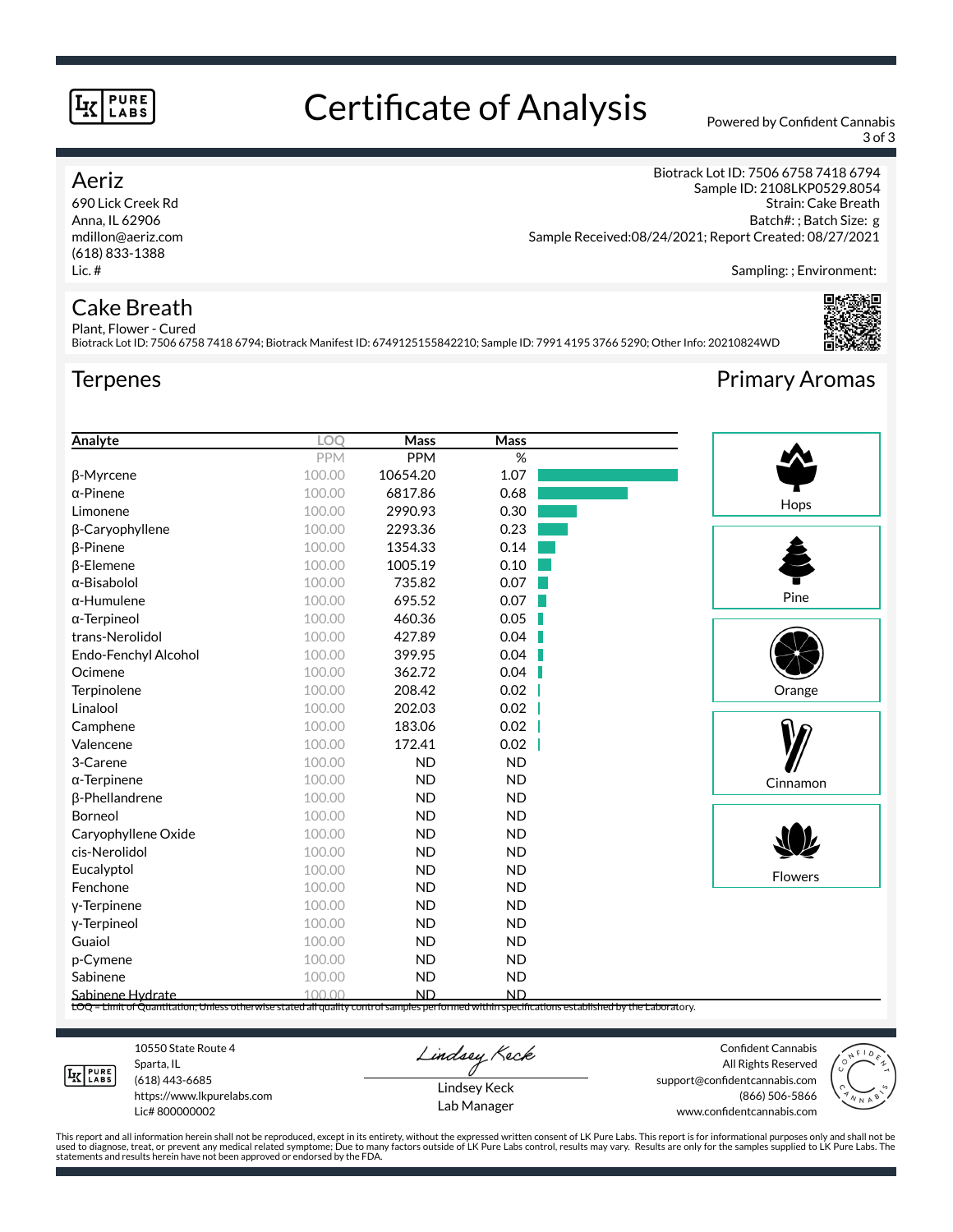# Certificate of Analysis

Powered by Confident Cannabis

## Aeriz

690 Lick Creek Rd
Anna, IL 62906
mdillon@aeriz.com
(618) 833-1388
Lic. #

Biotrack Lot ID: 7506 6758 7418 6794
Sample ID: 2108LKP0529.8054
Strain: Cake Breath
Batch#: ; Batch Size: g
Sample Received:08/24/2021; Report Created: 08/27/2021

Sampling: ; Environment:

## Cake Breath

Plant, Flower - Cured
Biotrack Lot ID: 7506 6758 7418 6794; Biotrack Manifest ID: 6749125155842210; Sample ID: 7991 4195 3766 5290; Other Info: 20210824WD

## Terpenes

| Analyte | LOQ | Mass | Mass |
|---|---|---|---|
| | PPM | PPM | % |
| β-Myrcene | 100.00 | 10654.20 | 1.07 |
| α-Pinene | 100.00 | 6817.86 | 0.68 |
| Limonene | 100.00 | 2990.93 | 0.30 |
| β-Caryophyllene | 100.00 | 2293.36 | 0.23 |
| β-Pinene | 100.00 | 1354.33 | 0.14 |
| β-Elemene | 100.00 | 1005.19 | 0.10 |
| α-Bisabolol | 100.00 | 735.82 | 0.07 |
| α-Humulene | 100.00 | 695.52 | 0.07 |
| α-Terpineol | 100.00 | 460.36 | 0.05 |
| trans-Nerolidol | 100.00 | 427.89 | 0.04 |
| Endo-Fenchyl Alcohol | 100.00 | 399.95 | 0.04 |
| Ocimene | 100.00 | 362.72 | 0.04 |
| Terpinolene | 100.00 | 208.42 | 0.02 |
| Linalool | 100.00 | 202.03 | 0.02 |
| Camphene | 100.00 | 183.06 | 0.02 |
| Valencene | 100.00 | 172.41 | 0.02 |
| 3-Carene | 100.00 | ND | ND |
| α-Terpinene | 100.00 | ND | ND |
| β-Phellandrene | 100.00 | ND | ND |
| Borneol | 100.00 | ND | ND |
| Caryophyllene Oxide | 100.00 | ND | ND |
| cis-Nerolidol | 100.00 | ND | ND |
| Eucalyptol | 100.00 | ND | ND |
| Fenchone | 100.00 | ND | ND |
| γ-Terpinene | 100.00 | ND | ND |
| γ-Terpineol | 100.00 | ND | ND |
| Guaiol | 100.00 | ND | ND |
| p-Cymene | 100.00 | ND | ND |
| Sabinene | 100.00 | ND | ND |
| Sabinene Hydrate | 100.00 | ND | ND |

LOQ = Limit of Quantitation; Unless otherwise stated all quality control samples performed within specifications established by the Laboratory.

## Primary Aromas

Hops

Pine

Orange

Cinnamon

Flowers

10550 State Route 4
Sparta, IL
(618) 443-6685
https://www.lkpurelabs.com
Lic# 800000002

Lindsey Keck
Lab Manager

Confident Cannabis
All Rights Reserved
support@confidentcannabis.com
(866) 506-5866
www.confidentcannabis.com

This report and all information herein shall not be reproduced, except in its entirety, without the expressed written consent of LK Pure Labs. This report is for informational purposes only and shall not be used to diagnose, treat, or prevent any medical related symptome; Due to many factors outside of LK Pure Labs control, results may vary. Results are only for the samples supplied to LK Pure Labs. The statements and results herein have not been approved or endorsed by the FDA.